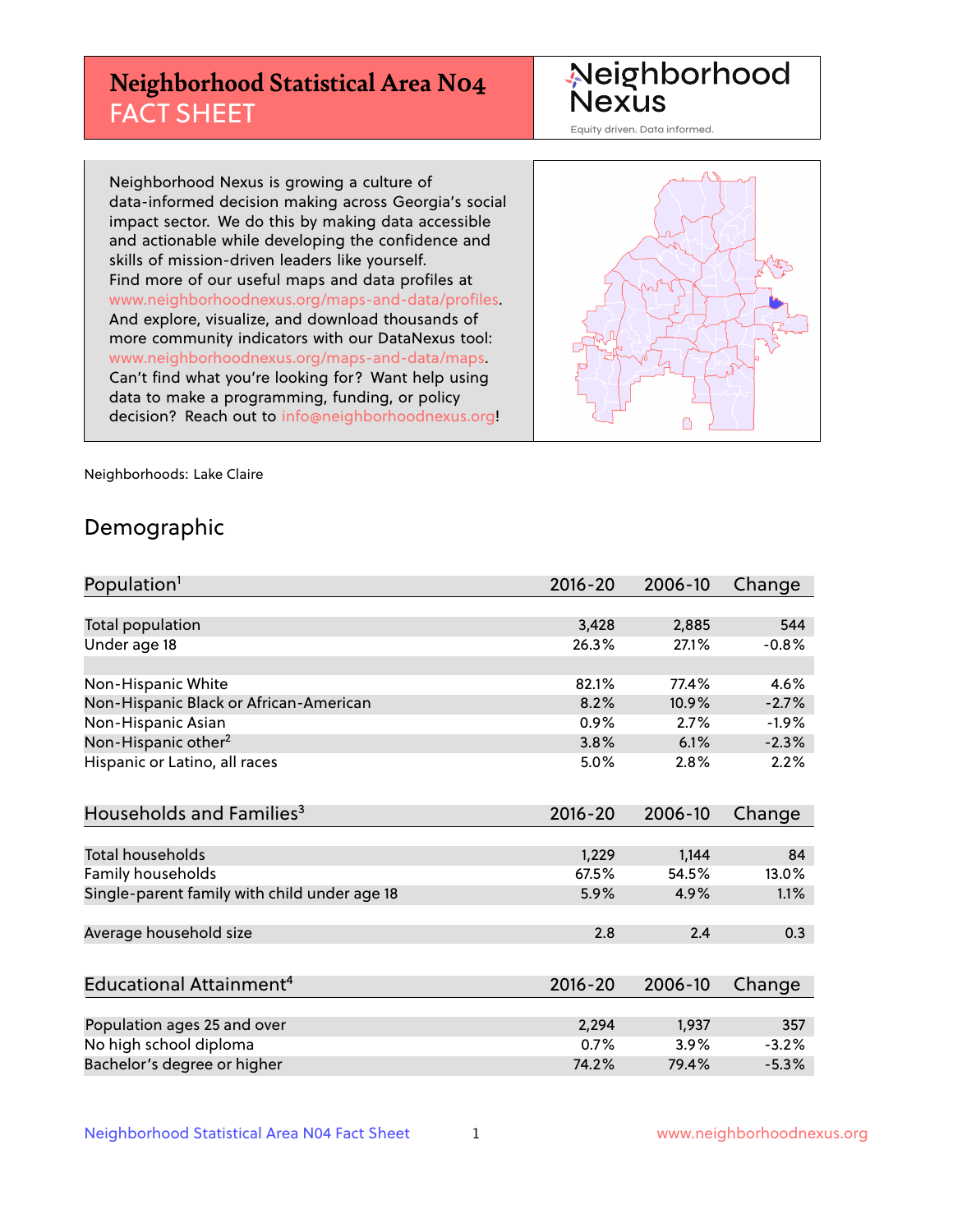# Neighborhood Statistical Area N04
## FACT SHEET

Neighborhood Nexus
Equity driven. Data informed.

Neighborhood Nexus is growing a culture of data-informed decision making across Georgia's social impact sector. We do this by making data accessible and actionable while developing the confidence and skills of mission-driven leaders like yourself. Find more of our useful maps and data profiles at www.neighborhoodnexus.org/maps-and-data/profiles. And explore, visualize, and download thousands of more community indicators with our DataNexus tool: www.neighborhoodnexus.org/maps-and-data/maps. Can't find what you're looking for? Want help using data to make a programming, funding, or policy decision? Reach out to info@neighborhoodnexus.org!

Neighborhoods: Lake Claire

## Demographic

| Population[1] | 2016-20 | 2006-10 | Change |
|---|---|---|---|
| Total population | 3,428 | 2,885 | 544 |
| Under age 18 | 26.3% | 27.1% | -0.8% |
| | | | |
| Non-Hispanic White | 82.1% | 77.4% | 4.6% |
| Non-Hispanic Black or African-American | 8.2% | 10.9% | -2.7% |
| Non-Hispanic Asian | 0.9% | 2.7% | -1.9% |
| Non-Hispanic other[2] | 3.8% | 6.1% | -2.3% |
| Hispanic or Latino, all races | 5.0% | 2.8% | 2.2% |

| Households and Families[3] | 2016-20 | 2006-10 | Change |
|---|---|---|---|
| Total households | 1,229 | 1,144 | 84 |
| Family households | 67.5% | 54.5% | 13.0% |
| Single-parent family with child under age 18 | 5.9% | 4.9% | 1.1% |
| | | | |
| Average household size | 2.8 | 2.4 | 0.3 |

| Educational Attainment[4] | 2016-20 | 2006-10 | Change |
|---|---|---|---|
| Population ages 25 and over | 2,294 | 1,937 | 357 |
| No high school diploma | 0.7% | 3.9% | -3.2% |
| Bachelor's degree or higher | 74.2% | 79.4% | -5.3% |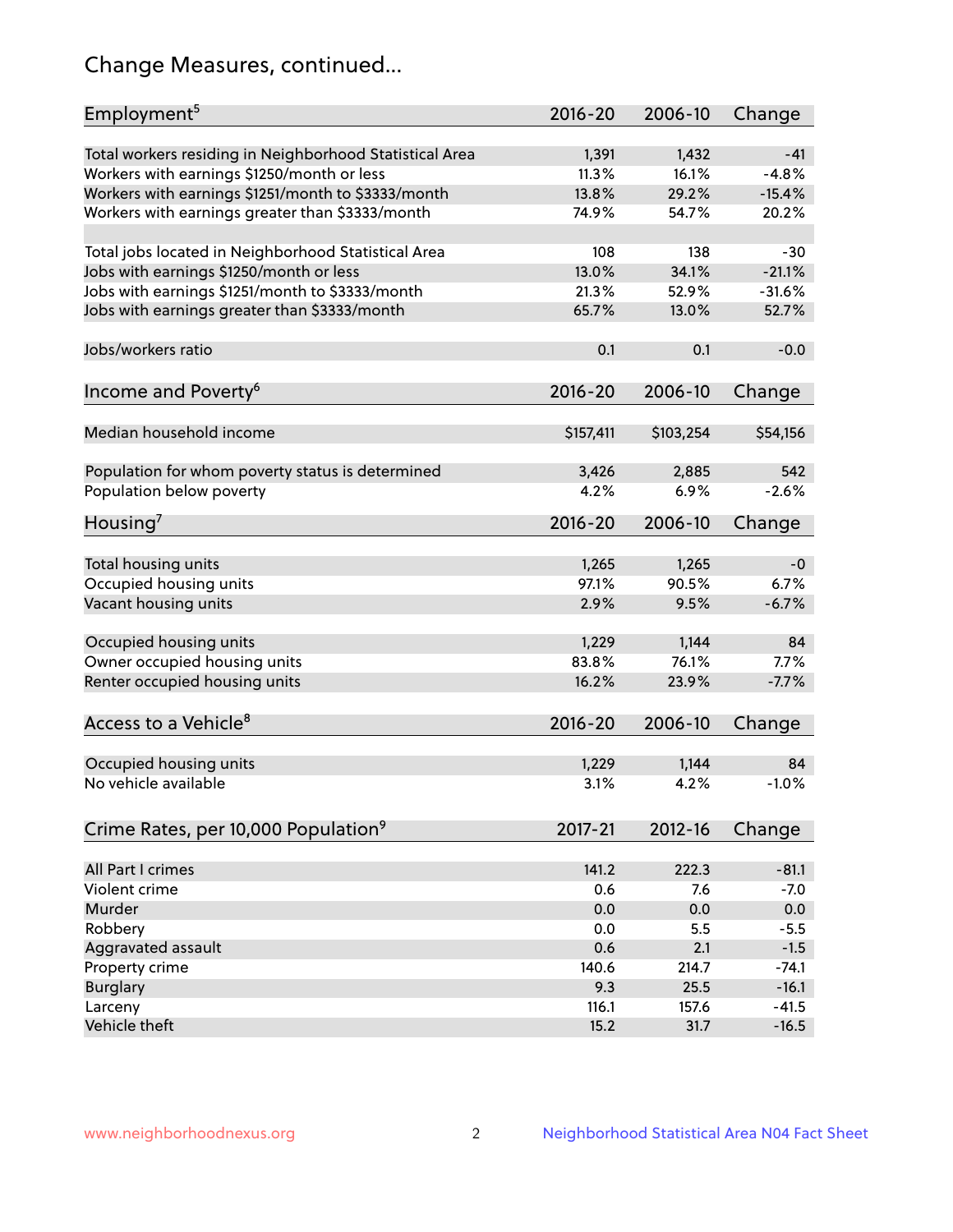# Change Measures, continued...

| Employment[5] | 2016-20 | 2006-10 | Change |
|---|---|---|---|
| Total workers residing in Neighborhood Statistical Area | 1,391 | 1,432 | -41 |
| Workers with earnings $1250/month or less | 11.3% | 16.1% | -4.8% |
| Workers with earnings $1251/month to $3333/month | 13.8% | 29.2% | -15.4% |
| Workers with earnings greater than $3333/month | 74.9% | 54.7% | 20.2% |
| | | | |
| Total jobs located in Neighborhood Statistical Area | 108 | 138 | -30 |
| Jobs with earnings $1250/month or less | 13.0% | 34.1% | -21.1% |
| Jobs with earnings $1251/month to $3333/month | 21.3% | 52.9% | -31.6% |
| Jobs with earnings greater than $3333/month | 65.7% | 13.0% | 52.7% |
| | | | |
| Jobs/workers ratio | 0.1 | 0.1 | -0.0 |

| Income and Poverty[6] | 2016-20 | 2006-10 | Change |
|---|---|---|---|
| Median household income | $157,411 | $103,254 | $54,156 |
| | | | |
| Population for whom poverty status is determined | 3,426 | 2,885 | 542 |
| Population below poverty | 4.2% | 6.9% | -2.6% |

| Housing[7] | 2016-20 | 2006-10 | Change |
|---|---|---|---|
| Total housing units | 1,265 | 1,265 | -0 |
| Occupied housing units | 97.1% | 90.5% | 6.7% |
| Vacant housing units | 2.9% | 9.5% | -6.7% |
| | | | |
| Occupied housing units | 1,229 | 1,144 | 84 |
| Owner occupied housing units | 83.8% | 76.1% | 7.7% |
| Renter occupied housing units | 16.2% | 23.9% | -7.7% |

| Access to a Vehicle[8] | 2016-20 | 2006-10 | Change |
|---|---|---|---|
| Occupied housing units | 1,229 | 1,144 | 84 |
| No vehicle available | 3.1% | 4.2% | -1.0% |

| Crime Rates, per 10,000 Population[9] | 2017-21 | 2012-16 | Change |
|---|---|---|---|
| All Part I crimes | 141.2 | 222.3 | -81.1 |
| Violent crime | 0.6 | 7.6 | -7.0 |
| Murder | 0.0 | 0.0 | 0.0 |
| Robbery | 0.0 | 5.5 | -5.5 |
| Aggravated assault | 0.6 | 2.1 | -1.5 |
| Property crime | 140.6 | 214.7 | -74.1 |
| Burglary | 9.3 | 25.5 | -16.1 |
| Larceny | 116.1 | 157.6 | -41.5 |
| Vehicle theft | 15.2 | 31.7 | -16.5 |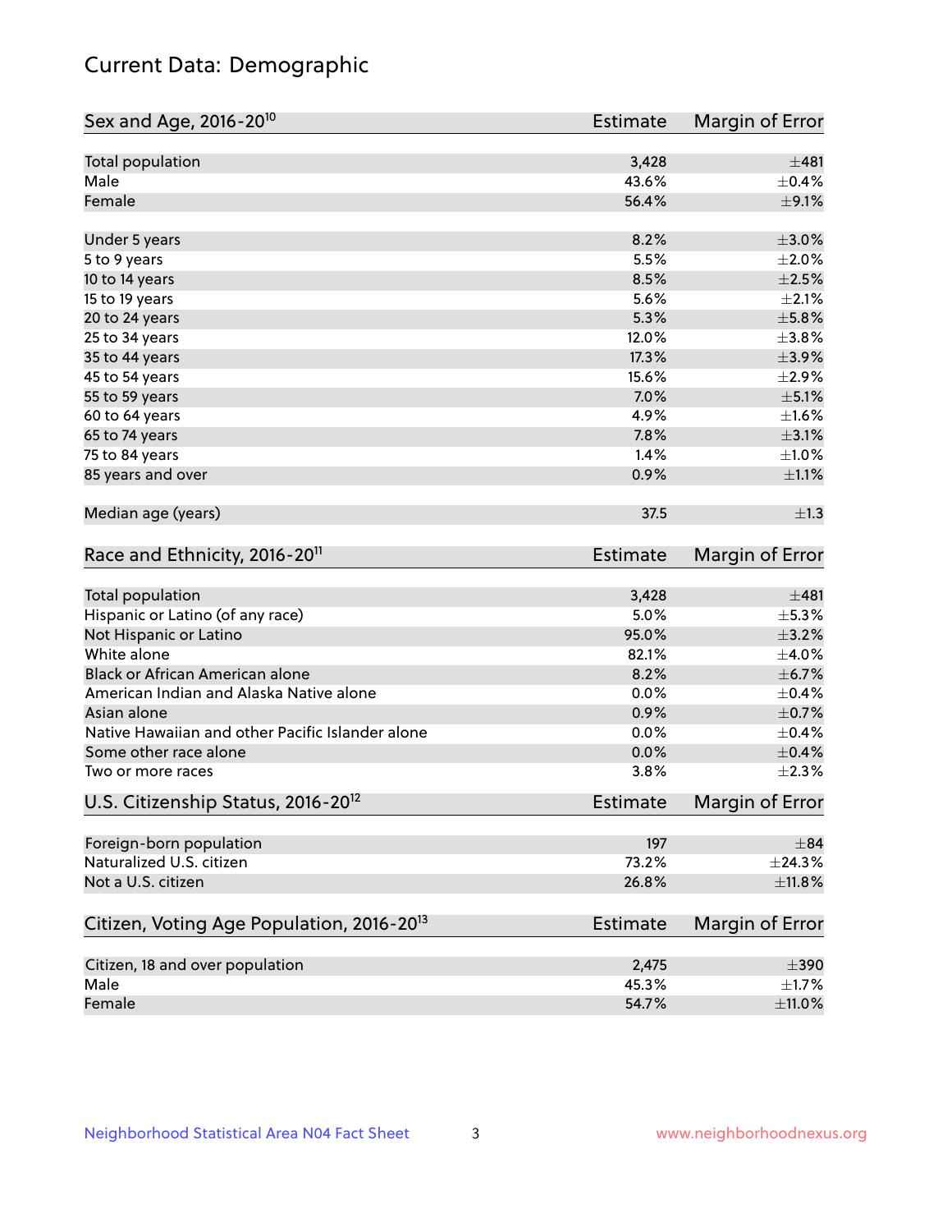# Current Data: Demographic

| Sex and Age, 2016-20[10] | Estimate | Margin of Error |
|---|---|---|
| Total population | 3,428 | ±481 |
| Male | 43.6% | ±0.4% |
| Female | 56.4% | ±9.1% |
| | | |
| Under 5 years | 8.2% | ±3.0% |
| 5 to 9 years | 5.5% | ±2.0% |
| 10 to 14 years | 8.5% | ±2.5% |
| 15 to 19 years | 5.6% | ±2.1% |
| 20 to 24 years | 5.3% | ±5.8% |
| 25 to 34 years | 12.0% | ±3.8% |
| 35 to 44 years | 17.3% | ±3.9% |
| 45 to 54 years | 15.6% | ±2.9% |
| 55 to 59 years | 7.0% | ±5.1% |
| 60 to 64 years | 4.9% | ±1.6% |
| 65 to 74 years | 7.8% | ±3.1% |
| 75 to 84 years | 1.4% | ±1.0% |
| 85 years and over | 0.9% | ±1.1% |
| | | |
| Median age (years) | 37.5 | ±1.3 |

| Race and Ethnicity, 2016-20[11] | Estimate | Margin of Error |
|---|---|---|
| Total population | 3,428 | ±481 |
| Hispanic or Latino (of any race) | 5.0% | ±5.3% |
| Not Hispanic or Latino | 95.0% | ±3.2% |
| White alone | 82.1% | ±4.0% |
| Black or African American alone | 8.2% | ±6.7% |
| American Indian and Alaska Native alone | 0.0% | ±0.4% |
| Asian alone | 0.9% | ±0.7% |
| Native Hawaiian and other Pacific Islander alone | 0.0% | ±0.4% |
| Some other race alone | 0.0% | ±0.4% |
| Two or more races | 3.8% | ±2.3% |

| U.S. Citizenship Status, 2016-20[12] | Estimate | Margin of Error |
|---|---|---|
| Foreign-born population | 197 | ±84 |
| Naturalized U.S. citizen | 73.2% | ±24.3% |
| Not a U.S. citizen | 26.8% | ±11.8% |

| Citizen, Voting Age Population, 2016-20[13] | Estimate | Margin of Error |
|---|---|---|
| Citizen, 18 and over population | 2,475 | ±390 |
| Male | 45.3% | ±1.7% |
| Female | 54.7% | ±11.0% |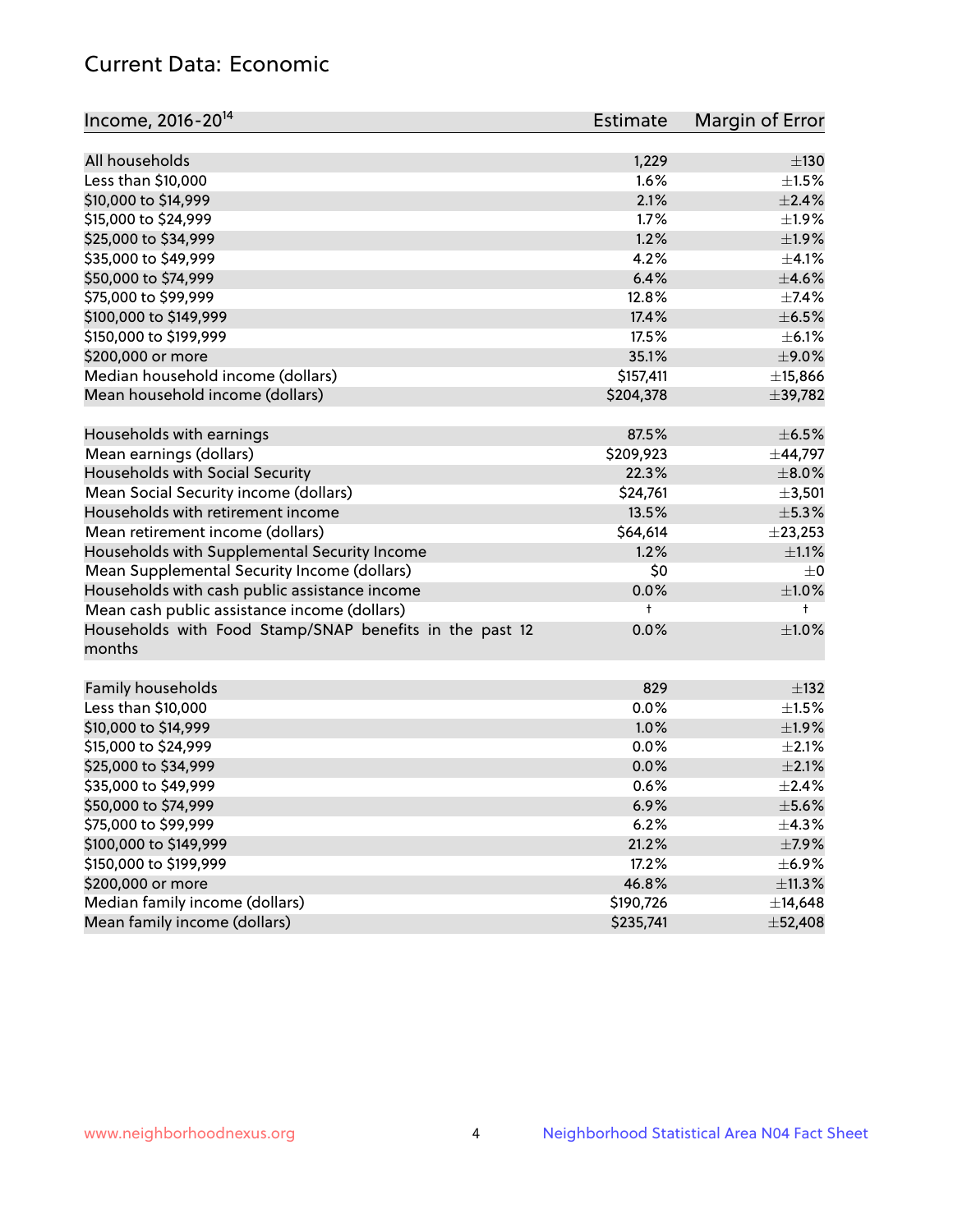## Current Data: Economic

| Income, 2016-20[14] | Estimate | Margin of Error |
|---|---|---|
| All households | 1,229 | ±130 |
| Less than $10,000 | 1.6% | ±1.5% |
| $10,000 to $14,999 | 2.1% | ±2.4% |
| $15,000 to $24,999 | 1.7% | ±1.9% |
| $25,000 to $34,999 | 1.2% | ±1.9% |
| $35,000 to $49,999 | 4.2% | ±4.1% |
| $50,000 to $74,999 | 6.4% | ±4.6% |
| $75,000 to $99,999 | 12.8% | ±7.4% |
| $100,000 to $149,999 | 17.4% | ±6.5% |
| $150,000 to $199,999 | 17.5% | ±6.1% |
| $200,000 or more | 35.1% | ±9.0% |
| Median household income (dollars) | $157,411 | ±15,866 |
| Mean household income (dollars) | $204,378 | ±39,782 |
| | | |
| Households with earnings | 87.5% | ±6.5% |
| Mean earnings (dollars) | $209,923 | ±44,797 |
| Households with Social Security | 22.3% | ±8.0% |
| Mean Social Security income (dollars) | $24,761 | ±3,501 |
| Households with retirement income | 13.5% | ±5.3% |
| Mean retirement income (dollars) | $64,614 | ±23,253 |
| Households with Supplemental Security Income | 1.2% | ±1.1% |
| Mean Supplemental Security Income (dollars) | $0 | ±0 |
| Households with cash public assistance income | 0.0% | ±1.0% |
| Mean cash public assistance income (dollars) | † | † |
| Households with Food Stamp/SNAP benefits in the past 12 months | 0.0% | ±1.0% |
| | | |
| Family households | 829 | ±132 |
| Less than $10,000 | 0.0% | ±1.5% |
| $10,000 to $14,999 | 1.0% | ±1.9% |
| $15,000 to $24,999 | 0.0% | ±2.1% |
| $25,000 to $34,999 | 0.0% | ±2.1% |
| $35,000 to $49,999 | 0.6% | ±2.4% |
| $50,000 to $74,999 | 6.9% | ±5.6% |
| $75,000 to $99,999 | 6.2% | ±4.3% |
| $100,000 to $149,999 | 21.2% | ±7.9% |
| $150,000 to $199,999 | 17.2% | ±6.9% |
| $200,000 or more | 46.8% | ±11.3% |
| Median family income (dollars) | $190,726 | ±14,648 |
| Mean family income (dollars) | $235,741 | ±52,408 |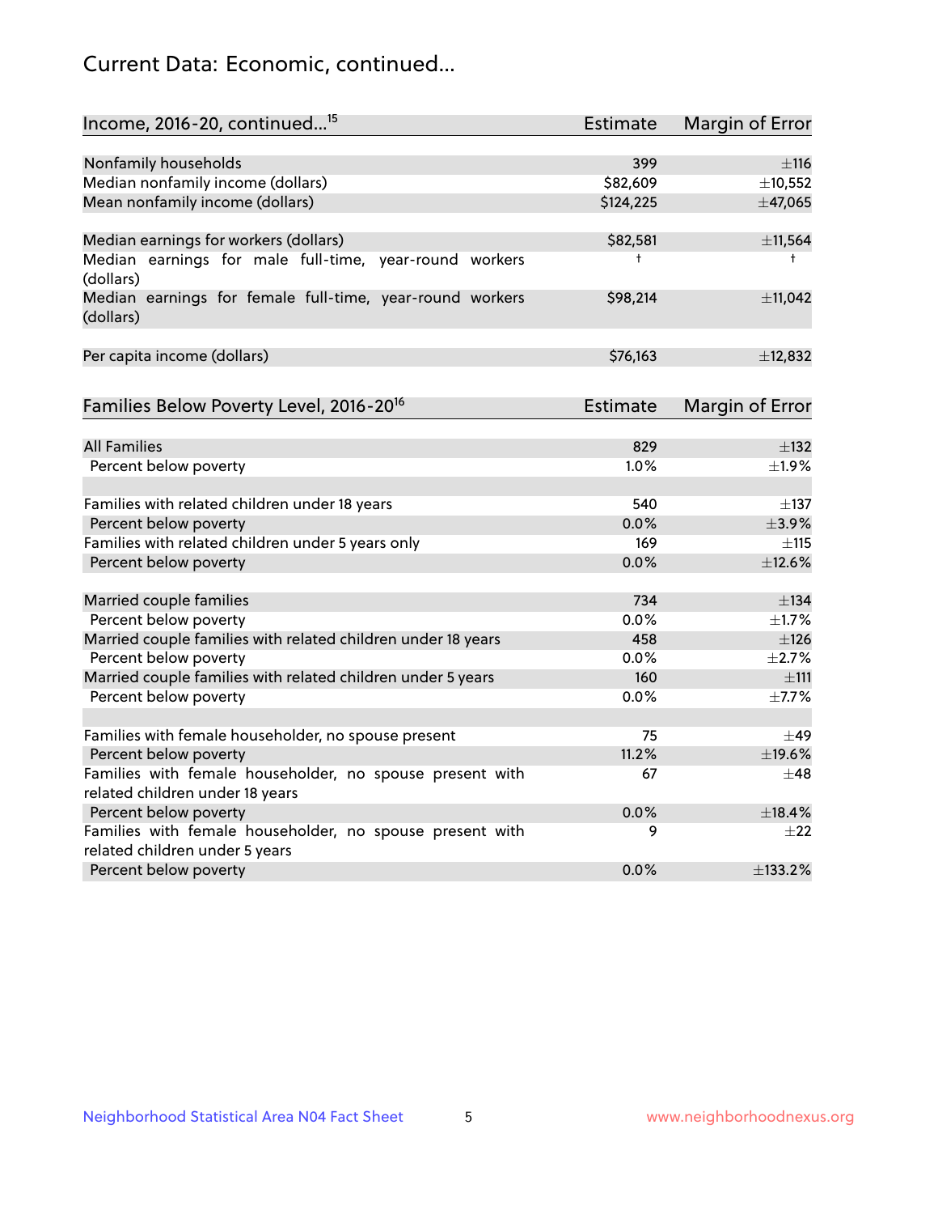## Current Data: Economic, continued...

| Income, 2016-20, continued...[15] | Estimate | Margin of Error |
|---|---|---|
| Nonfamily households | 399 | ±116 |
| Median nonfamily income (dollars) | $82,609 | ±10,552 |
| Mean nonfamily income (dollars) | $124,225 | ±47,065 |
| | | |
| Median earnings for workers (dollars) | $82,581 | ±11,564 |
| Median earnings for male full-time, year-round workers (dollars) | † | † |
| Median earnings for female full-time, year-round workers (dollars) | $98,214 | ±11,042 |
| | | |
| Per capita income (dollars) | $76,163 | ±12,832 |

| Families Below Poverty Level, 2016-20[16] | Estimate | Margin of Error |
|---|---|---|
| All Families | 829 | ±132 |
| Percent below poverty | 1.0% | ±1.9% |
| | | |
| Families with related children under 18 years | 540 | ±137 |
| Percent below poverty | 0.0% | ±3.9% |
| Families with related children under 5 years only | 169 | ±115 |
| Percent below poverty | 0.0% | ±12.6% |
| | | |
| Married couple families | 734 | ±134 |
| Percent below poverty | 0.0% | ±1.7% |
| Married couple families with related children under 18 years | 458 | ±126 |
| Percent below poverty | 0.0% | ±2.7% |
| Married couple families with related children under 5 years | 160 | ±111 |
| Percent below poverty | 0.0% | ±7.7% |
| | | |
| Families with female householder, no spouse present | 75 | ±49 |
| Percent below poverty | 11.2% | ±19.6% |
| Families with female householder, no spouse present with related children under 18 years | 67 | ±48 |
| Percent below poverty | 0.0% | ±18.4% |
| Families with female householder, no spouse present with related children under 5 years | 9 | ±22 |
| Percent below poverty | 0.0% | ±133.2% |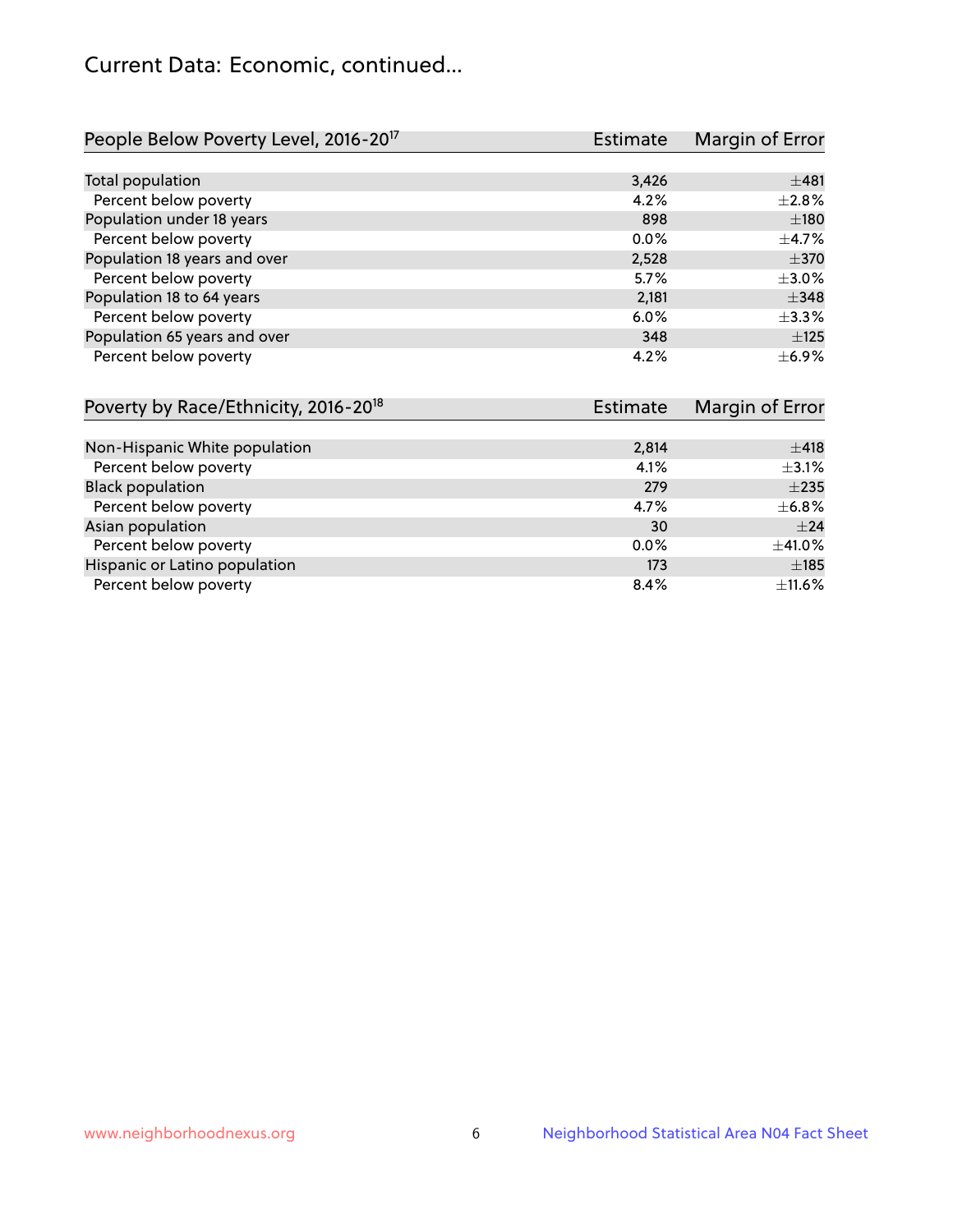# Current Data: Economic, continued...

| People Below Poverty Level, 2016-20[17] | Estimate | Margin of Error |
|---|---|---|
| Total population | 3,426 | ±481 |
| Percent below poverty | 4.2% | ±2.8% |
| Population under 18 years | 898 | ±180 |
| Percent below poverty | 0.0% | ±4.7% |
| Population 18 years and over | 2,528 | ±370 |
| Percent below poverty | 5.7% | ±3.0% |
| Population 18 to 64 years | 2,181 | ±348 |
| Percent below poverty | 6.0% | ±3.3% |
| Population 65 years and over | 348 | ±125 |
| Percent below poverty | 4.2% | ±6.9% |

| Poverty by Race/Ethnicity, 2016-20[18] | Estimate | Margin of Error |
|---|---|---|
| Non-Hispanic White population | 2,814 | ±418 |
| Percent below poverty | 4.1% | ±3.1% |
| Black population | 279 | ±235 |
| Percent below poverty | 4.7% | ±6.8% |
| Asian population | 30 | ±24 |
| Percent below poverty | 0.0% | ±41.0% |
| Hispanic or Latino population | 173 | ±185 |
| Percent below poverty | 8.4% | ±11.6% |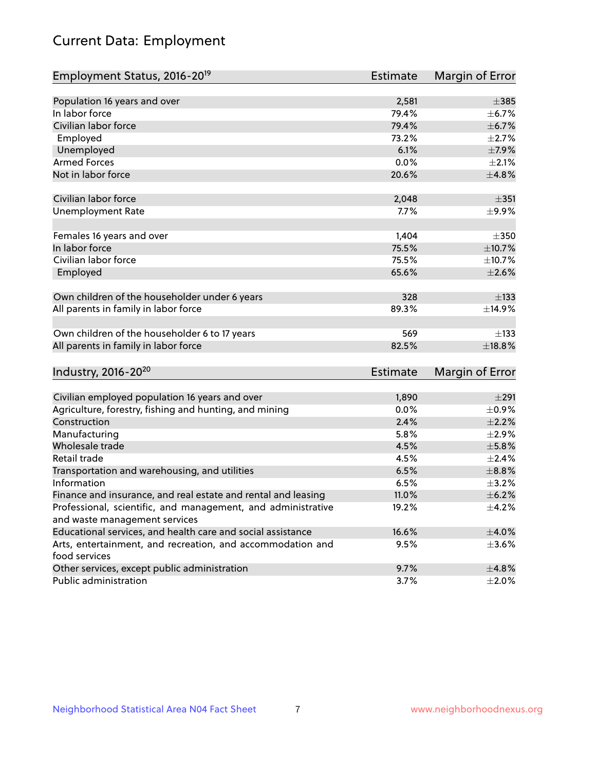# Current Data: Employment

| Employment Status, 2016-20[19] | Estimate | Margin of Error |
|---|---|---|
| Population 16 years and over | 2,581 | ±385 |
| In labor force | 79.4% | ±6.7% |
| Civilian labor force | 79.4% | ±6.7% |
| Employed | 73.2% | ±2.7% |
| Unemployed | 6.1% | ±7.9% |
| Armed Forces | 0.0% | ±2.1% |
| Not in labor force | 20.6% | ±4.8% |
| | | |
| Civilian labor force | 2,048 | ±351 |
| Unemployment Rate | 7.7% | ±9.9% |
| | | |
| Females 16 years and over | 1,404 | ±350 |
| In labor force | 75.5% | ±10.7% |
| Civilian labor force | 75.5% | ±10.7% |
| Employed | 65.6% | ±2.6% |
| | | |
| Own children of the householder under 6 years | 328 | ±133 |
| All parents in family in labor force | 89.3% | ±14.9% |
| | | |
| Own children of the householder 6 to 17 years | 569 | ±133 |
| All parents in family in labor force | 82.5% | ±18.8% |

| Industry, 2016-20[20] | Estimate | Margin of Error |
|---|---|---|
| Civilian employed population 16 years and over | 1,890 | ±291 |
| Agriculture, forestry, fishing and hunting, and mining | 0.0% | ±0.9% |
| Construction | 2.4% | ±2.2% |
| Manufacturing | 5.8% | ±2.9% |
| Wholesale trade | 4.5% | ±5.8% |
| Retail trade | 4.5% | ±2.4% |
| Transportation and warehousing, and utilities | 6.5% | ±8.8% |
| Information | 6.5% | ±3.2% |
| Finance and insurance, and real estate and rental and leasing | 11.0% | ±6.2% |
| Professional, scientific, and management, and administrative and waste management services | 19.2% | ±4.2% |
| Educational services, and health care and social assistance | 16.6% | ±4.0% |
| Arts, entertainment, and recreation, and accommodation and food services | 9.5% | ±3.6% |
| Other services, except public administration | 9.7% | ±4.8% |
| Public administration | 3.7% | ±2.0% |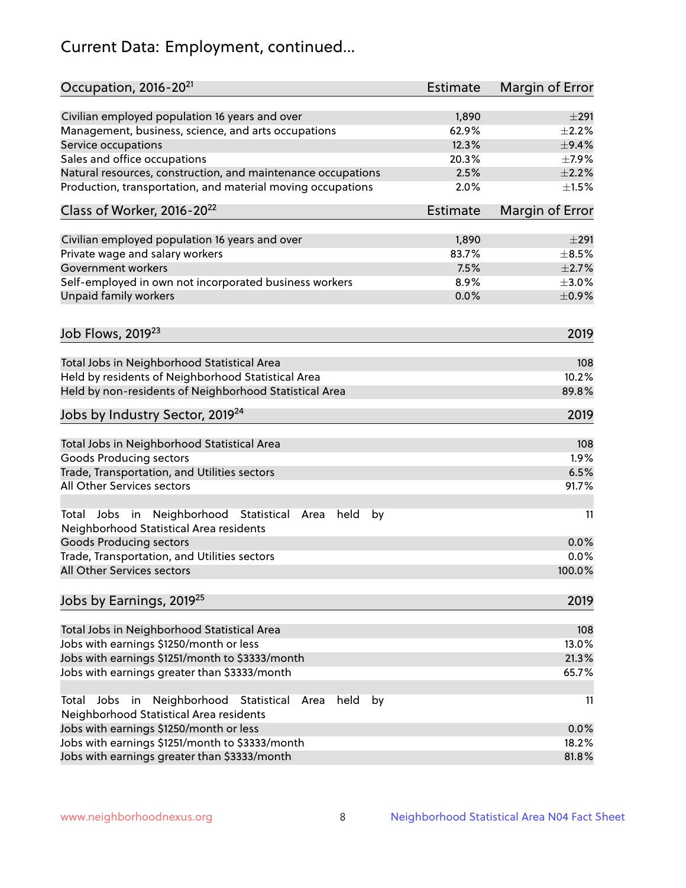# Current Data: Employment, continued...

| Occupation, 2016-20[21] | Estimate | Margin of Error |
|---|---|---|
| Civilian employed population 16 years and over | 1,890 | ±291 |
| Management, business, science, and arts occupations | 62.9% | ±2.2% |
| Service occupations | 12.3% | ±9.4% |
| Sales and office occupations | 20.3% | ±7.9% |
| Natural resources, construction, and maintenance occupations | 2.5% | ±2.2% |
| Production, transportation, and material moving occupations | 2.0% | ±1.5% |

| Class of Worker, 2016-20[22] | Estimate | Margin of Error |
|---|---|---|
| Civilian employed population 16 years and over | 1,890 | ±291 |
| Private wage and salary workers | 83.7% | ±8.5% |
| Government workers | 7.5% | ±2.7% |
| Self-employed in own not incorporated business workers | 8.9% | ±3.0% |
| Unpaid family workers | 0.0% | ±0.9% |

| Job Flows, 2019[23] | 2019 |
|---|---|
| Total Jobs in Neighborhood Statistical Area | 108 |
| Held by residents of Neighborhood Statistical Area | 10.2% |
| Held by non-residents of Neighborhood Statistical Area | 89.8% |

| Jobs by Industry Sector, 2019[24] | 2019 |
|---|---|
| Total Jobs in Neighborhood Statistical Area | 108 |
| Goods Producing sectors | 1.9% |
| Trade, Transportation, and Utilities sectors | 6.5% |
| All Other Services sectors | 91.7% |
| | |
| Total Jobs in Neighborhood Statistical Area held by Neighborhood Statistical Area residents | 11 |
| Goods Producing sectors | 0.0% |
| Trade, Transportation, and Utilities sectors | 0.0% |
| All Other Services sectors | 100.0% |

| Jobs by Earnings, 2019[25] | 2019 |
|---|---|
| Total Jobs in Neighborhood Statistical Area | 108 |
| Jobs with earnings $1250/month or less | 13.0% |
| Jobs with earnings $1251/month to $3333/month | 21.3% |
| Jobs with earnings greater than $3333/month | 65.7% |
| | |
| Total Jobs in Neighborhood Statistical Area held by Neighborhood Statistical Area residents | 11 |
| Jobs with earnings $1250/month or less | 0.0% |
| Jobs with earnings $1251/month to $3333/month | 18.2% |
| Jobs with earnings greater than $3333/month | 81.8% |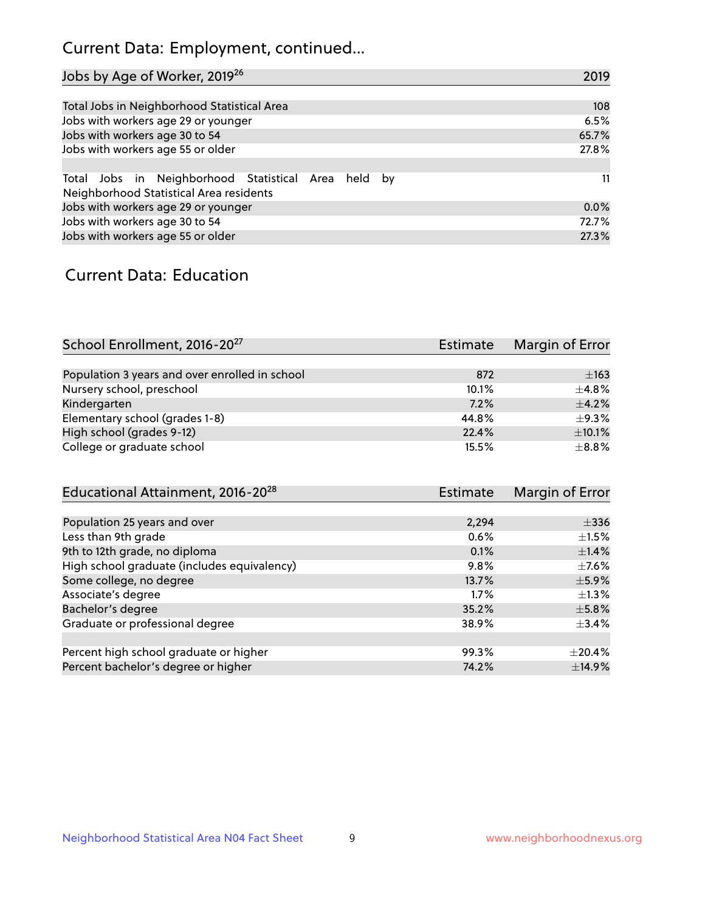## Current Data: Employment, continued...

| Jobs by Age of Worker, 2019[26] | 2019 |
|---|---|
| Total Jobs in Neighborhood Statistical Area | 108 |
| Jobs with workers age 29 or younger | 6.5% |
| Jobs with workers age 30 to 54 | 65.7% |
| Jobs with workers age 55 or older | 27.8% |
| | |
| Total Jobs in Neighborhood Statistical Area held by Neighborhood Statistical Area residents | 11 |
| Jobs with workers age 29 or younger | 0.0% |
| Jobs with workers age 30 to 54 | 72.7% |
| Jobs with workers age 55 or older | 27.3% |

## Current Data: Education

| School Enrollment, 2016-20[27] | Estimate | Margin of Error |
|---|---|---|
| Population 3 years and over enrolled in school | 872 | ±163 |
| Nursery school, preschool | 10.1% | ±4.8% |
| Kindergarten | 7.2% | ±4.2% |
| Elementary school (grades 1-8) | 44.8% | ±9.3% |
| High school (grades 9-12) | 22.4% | ±10.1% |
| College or graduate school | 15.5% | ±8.8% |

| Educational Attainment, 2016-20[28] | Estimate | Margin of Error |
|---|---|---|
| Population 25 years and over | 2,294 | ±336 |
| Less than 9th grade | 0.6% | ±1.5% |
| 9th to 12th grade, no diploma | 0.1% | ±1.4% |
| High school graduate (includes equivalency) | 9.8% | ±7.6% |
| Some college, no degree | 13.7% | ±5.9% |
| Associate's degree | 1.7% | ±1.3% |
| Bachelor's degree | 35.2% | ±5.8% |
| Graduate or professional degree | 38.9% | ±3.4% |
| | | |
| Percent high school graduate or higher | 99.3% | ±20.4% |
| Percent bachelor's degree or higher | 74.2% | ±14.9% |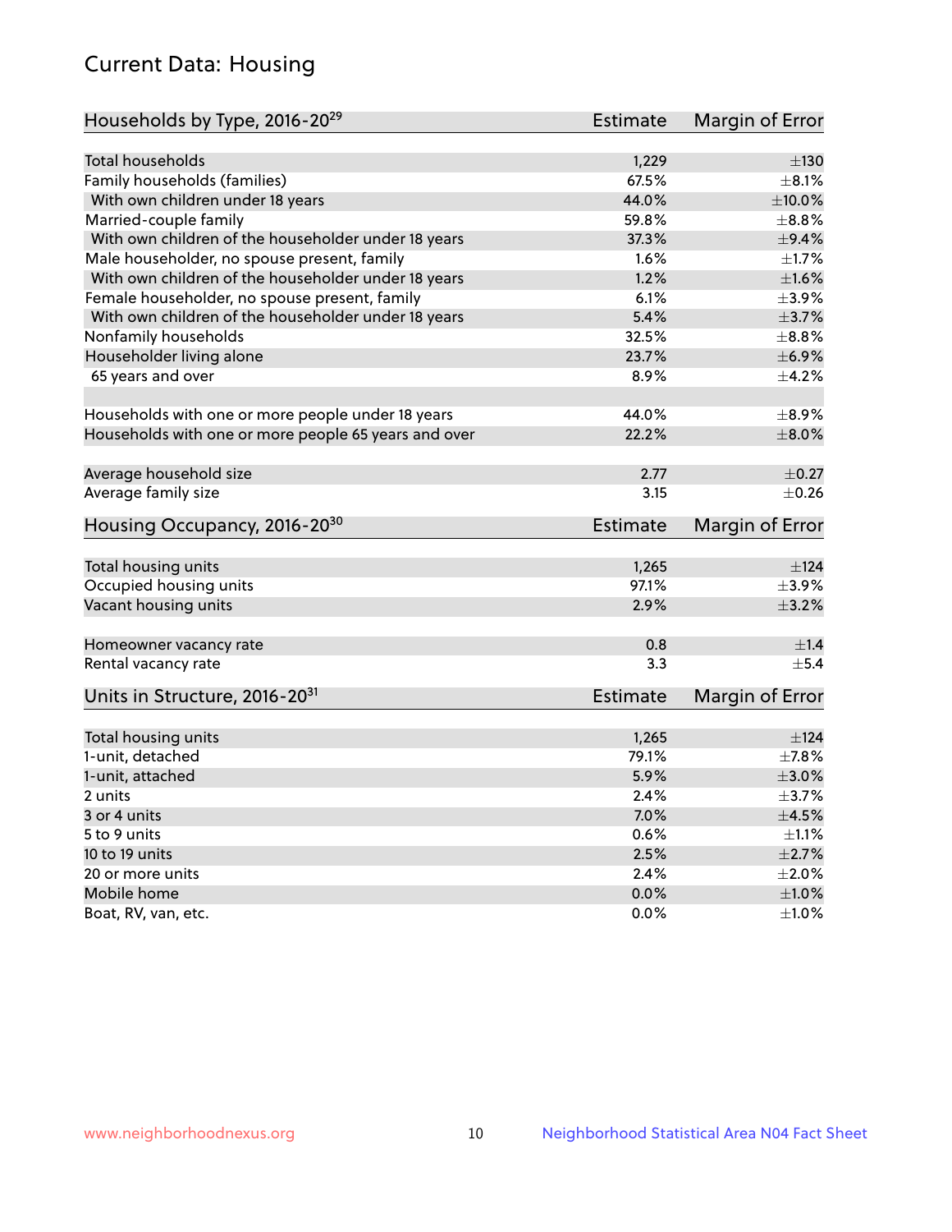# Current Data: Housing

| Households by Type, 2016-20[29] | Estimate | Margin of Error |
|---|---|---|
| Total households | 1,229 | ±130 |
| Family households (families) | 67.5% | ±8.1% |
| With own children under 18 years | 44.0% | ±10.0% |
| Married-couple family | 59.8% | ±8.8% |
| With own children of the householder under 18 years | 37.3% | ±9.4% |
| Male householder, no spouse present, family | 1.6% | ±1.7% |
| With own children of the householder under 18 years | 1.2% | ±1.6% |
| Female householder, no spouse present, family | 6.1% | ±3.9% |
| With own children of the householder under 18 years | 5.4% | ±3.7% |
| Nonfamily households | 32.5% | ±8.8% |
| Householder living alone | 23.7% | ±6.9% |
| 65 years and over | 8.9% | ±4.2% |
| Households with one or more people under 18 years | 44.0% | ±8.9% |
| Households with one or more people 65 years and over | 22.2% | ±8.0% |
| Average household size | 2.77 | ±0.27 |
| Average family size | 3.15 | ±0.26 |

| Housing Occupancy, 2016-20[30] | Estimate | Margin of Error |
|---|---|---|
| Total housing units | 1,265 | ±124 |
| Occupied housing units | 97.1% | ±3.9% |
| Vacant housing units | 2.9% | ±3.2% |
| Homeowner vacancy rate | 0.8 | ±1.4 |
| Rental vacancy rate | 3.3 | ±5.4 |

| Units in Structure, 2016-20[31] | Estimate | Margin of Error |
|---|---|---|
| Total housing units | 1,265 | ±124 |
| 1-unit, detached | 79.1% | ±7.8% |
| 1-unit, attached | 5.9% | ±3.0% |
| 2 units | 2.4% | ±3.7% |
| 3 or 4 units | 7.0% | ±4.5% |
| 5 to 9 units | 0.6% | ±1.1% |
| 10 to 19 units | 2.5% | ±2.7% |
| 20 or more units | 2.4% | ±2.0% |
| Mobile home | 0.0% | ±1.0% |
| Boat, RV, van, etc. | 0.0% | ±1.0% |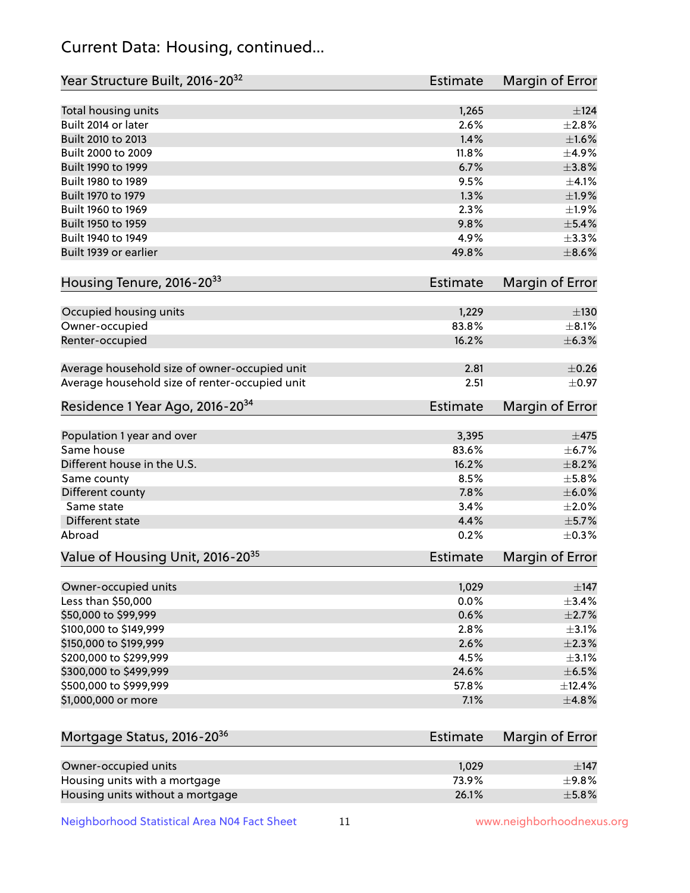## Current Data: Housing, continued...

| Year Structure Built, 2016-20[32] | Estimate | Margin of Error |
|---|---|---|
| Total housing units | 1,265 | ±124 |
| Built 2014 or later | 2.6% | ±2.8% |
| Built 2010 to 2013 | 1.4% | ±1.6% |
| Built 2000 to 2009 | 11.8% | ±4.9% |
| Built 1990 to 1999 | 6.7% | ±3.8% |
| Built 1980 to 1989 | 9.5% | ±4.1% |
| Built 1970 to 1979 | 1.3% | ±1.9% |
| Built 1960 to 1969 | 2.3% | ±1.9% |
| Built 1950 to 1959 | 9.8% | ±5.4% |
| Built 1940 to 1949 | 4.9% | ±3.3% |
| Built 1939 or earlier | 49.8% | ±8.6% |

| Housing Tenure, 2016-20[33] | Estimate | Margin of Error |
|---|---|---|
| Occupied housing units | 1,229 | ±130 |
| Owner-occupied | 83.8% | ±8.1% |
| Renter-occupied | 16.2% | ±6.3% |
| Average household size of owner-occupied unit | 2.81 | ±0.26 |
| Average household size of renter-occupied unit | 2.51 | ±0.97 |

| Residence 1 Year Ago, 2016-20[34] | Estimate | Margin of Error |
|---|---|---|
| Population 1 year and over | 3,395 | ±475 |
| Same house | 83.6% | ±6.7% |
| Different house in the U.S. | 16.2% | ±8.2% |
| Same county | 8.5% | ±5.8% |
| Different county | 7.8% | ±6.0% |
| Same state | 3.4% | ±2.0% |
| Different state | 4.4% | ±5.7% |
| Abroad | 0.2% | ±0.3% |

| Value of Housing Unit, 2016-20[35] | Estimate | Margin of Error |
|---|---|---|
| Owner-occupied units | 1,029 | ±147 |
| Less than $50,000 | 0.0% | ±3.4% |
| $50,000 to $99,999 | 0.6% | ±2.7% |
| $100,000 to $149,999 | 2.8% | ±3.1% |
| $150,000 to $199,999 | 2.6% | ±2.3% |
| $200,000 to $299,999 | 4.5% | ±3.1% |
| $300,000 to $499,999 | 24.6% | ±6.5% |
| $500,000 to $999,999 | 57.8% | ±12.4% |
| $1,000,000 or more | 7.1% | ±4.8% |

| Mortgage Status, 2016-20[36] | Estimate | Margin of Error |
|---|---|---|
| Owner-occupied units | 1,029 | ±147 |
| Housing units with a mortgage | 73.9% | ±9.8% |
| Housing units without a mortgage | 26.1% | ±5.8% |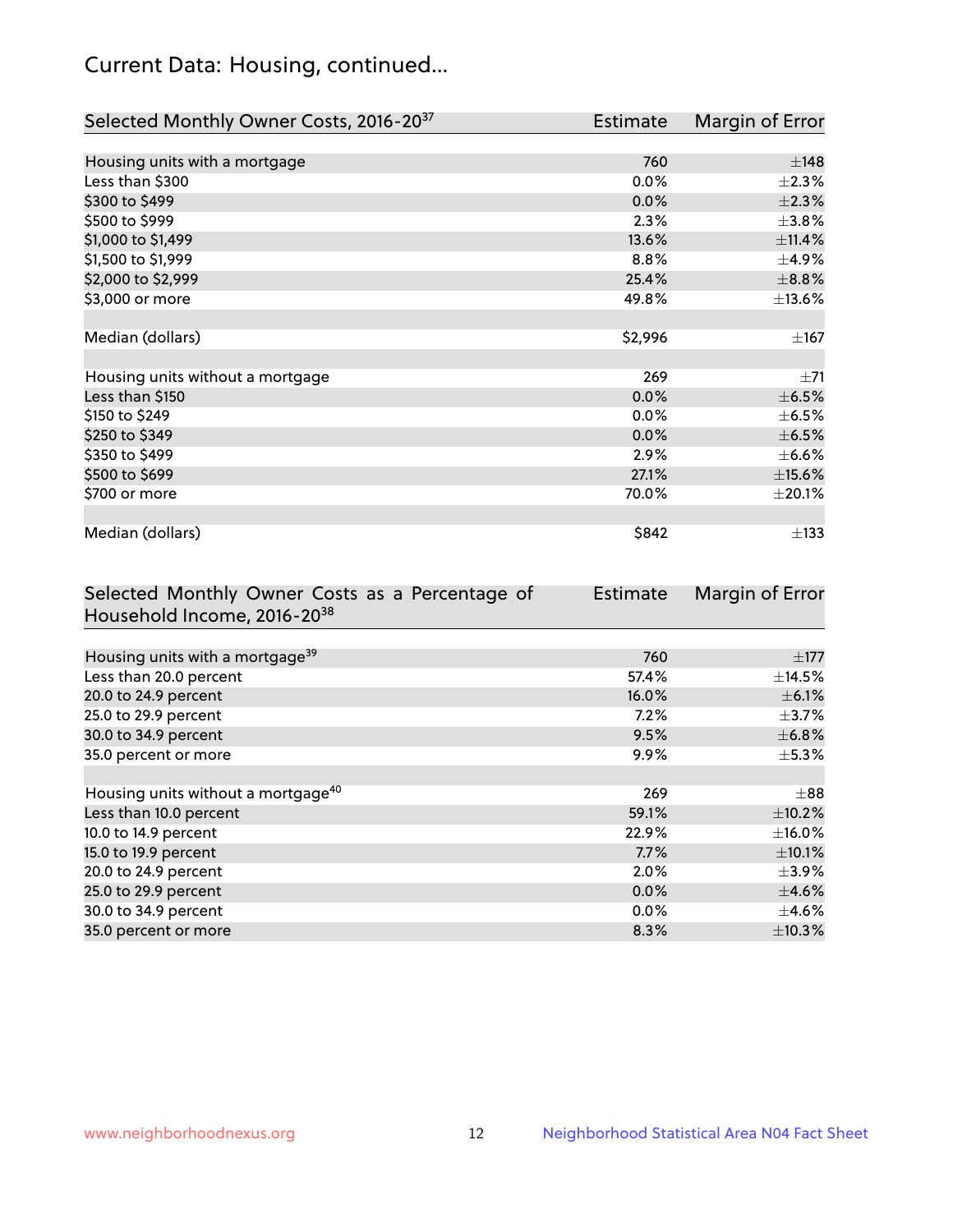## Current Data: Housing, continued...

| Selected Monthly Owner Costs, 2016-20[37] | Estimate | Margin of Error |
|---|---|---|
| Housing units with a mortgage | 760 | ±148 |
| Less than $300 | 0.0% | ±2.3% |
| $300 to $499 | 0.0% | ±2.3% |
| $500 to $999 | 2.3% | ±3.8% |
| $1,000 to $1,499 | 13.6% | ±11.4% |
| $1,500 to $1,999 | 8.8% | ±4.9% |
| $2,000 to $2,999 | 25.4% | ±8.8% |
| $3,000 or more | 49.8% | ±13.6% |
| | | |
| Median (dollars) | $2,996 | ±167 |
| | | |
| Housing units without a mortgage | 269 | ±71 |
| Less than $150 | 0.0% | ±6.5% |
| $150 to $249 | 0.0% | ±6.5% |
| $250 to $349 | 0.0% | ±6.5% |
| $350 to $499 | 2.9% | ±6.6% |
| $500 to $699 | 27.1% | ±15.6% |
| $700 or more | 70.0% | ±20.1% |
| | | |
| Median (dollars) | $842 | ±133 |

| Selected Monthly Owner Costs as a Percentage of Household Income, 2016-20[38] | Estimate | Margin of Error |
|---|---|---|
| Housing units with a mortgage[39] | 760 | ±177 |
| Less than 20.0 percent | 57.4% | ±14.5% |
| 20.0 to 24.9 percent | 16.0% | ±6.1% |
| 25.0 to 29.9 percent | 7.2% | ±3.7% |
| 30.0 to 34.9 percent | 9.5% | ±6.8% |
| 35.0 percent or more | 9.9% | ±5.3% |
| | | |
| Housing units without a mortgage[40] | 269 | ±88 |
| Less than 10.0 percent | 59.1% | ±10.2% |
| 10.0 to 14.9 percent | 22.9% | ±16.0% |
| 15.0 to 19.9 percent | 7.7% | ±10.1% |
| 20.0 to 24.9 percent | 2.0% | ±3.9% |
| 25.0 to 29.9 percent | 0.0% | ±4.6% |
| 30.0 to 34.9 percent | 0.0% | ±4.6% |
| 35.0 percent or more | 8.3% | ±10.3% |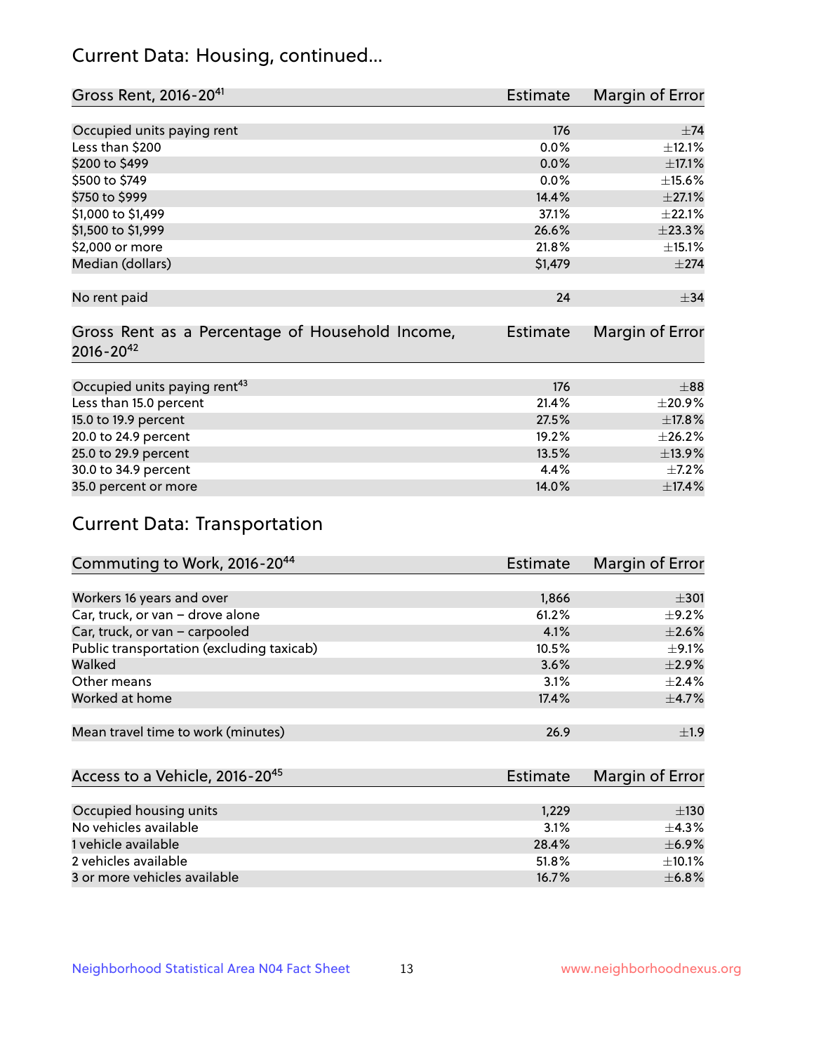## Current Data: Housing, continued...

| Gross Rent, 2016-20[41] | Estimate | Margin of Error |
|---|---|---|
| Occupied units paying rent | 176 | ±74 |
| Less than \$200 | 0.0% | ±12.1% |
| \$200 to \$499 | 0.0% | ±17.1% |
| \$500 to \$749 | 0.0% | ±15.6% |
| \$750 to \$999 | 14.4% | ±27.1% |
| \$1,000 to \$1,499 | 37.1% | ±22.1% |
| \$1,500 to \$1,999 | 26.6% | ±23.3% |
| \$2,000 or more | 21.8% | ±15.1% |
| Median (dollars) | \$1,479 | ±274 |
| No rent paid | 24 | ±34 |

| Gross Rent as a Percentage of Household Income, 2016-20[42] | Estimate | Margin of Error |
|---|---|---|
| Occupied units paying rent[43] | 176 | ±88 |
| Less than 15.0 percent | 21.4% | ±20.9% |
| 15.0 to 19.9 percent | 27.5% | ±17.8% |
| 20.0 to 24.9 percent | 19.2% | ±26.2% |
| 25.0 to 29.9 percent | 13.5% | ±13.9% |
| 30.0 to 34.9 percent | 4.4% | ±7.2% |
| 35.0 percent or more | 14.0% | ±17.4% |

## Current Data: Transportation

| Commuting to Work, 2016-20[44] | Estimate | Margin of Error |
|---|---|---|
| Workers 16 years and over | 1,866 | ±301 |
| Car, truck, or van – drove alone | 61.2% | ±9.2% |
| Car, truck, or van – carpooled | 4.1% | ±2.6% |
| Public transportation (excluding taxicab) | 10.5% | ±9.1% |
| Walked | 3.6% | ±2.9% |
| Other means | 3.1% | ±2.4% |
| Worked at home | 17.4% | ±4.7% |
| Mean travel time to work (minutes) | 26.9 | ±1.9 |

| Access to a Vehicle, 2016-20[45] | Estimate | Margin of Error |
|---|---|---|
| Occupied housing units | 1,229 | ±130 |
| No vehicles available | 3.1% | ±4.3% |
| 1 vehicle available | 28.4% | ±6.9% |
| 2 vehicles available | 51.8% | ±10.1% |
| 3 or more vehicles available | 16.7% | ±6.8% |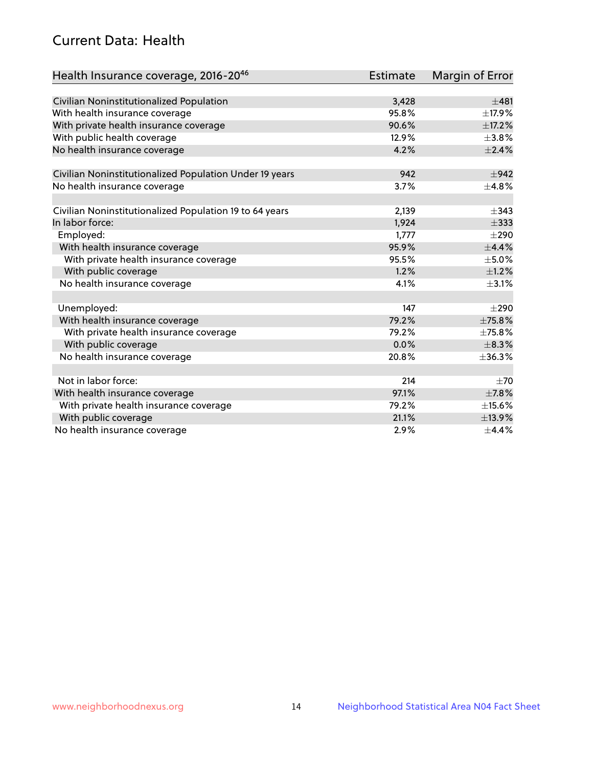## Current Data: Health

| Health Insurance coverage, 2016-20[46] | Estimate | Margin of Error |
|---|---|---|
| Civilian Noninstitutionalized Population | 3,428 | ±481 |
| With health insurance coverage | 95.8% | ±17.9% |
| With private health insurance coverage | 90.6% | ±17.2% |
| With public health coverage | 12.9% | ±3.8% |
| No health insurance coverage | 4.2% | ±2.4% |
| | | |
| Civilian Noninstitutionalized Population Under 19 years | 942 | ±942 |
| No health insurance coverage | 3.7% | ±4.8% |
| | | |
| Civilian Noninstitutionalized Population 19 to 64 years | 2,139 | ±343 |
| In labor force: | 1,924 | ±333 |
| Employed: | 1,777 | ±290 |
| With health insurance coverage | 95.9% | ±4.4% |
| With private health insurance coverage | 95.5% | ±5.0% |
| With public coverage | 1.2% | ±1.2% |
| No health insurance coverage | 4.1% | ±3.1% |
| | | |
| Unemployed: | 147 | ±290 |
| With health insurance coverage | 79.2% | ±75.8% |
| With private health insurance coverage | 79.2% | ±75.8% |
| With public coverage | 0.0% | ±8.3% |
| No health insurance coverage | 20.8% | ±36.3% |
| | | |
| Not in labor force: | 214 | ±70 |
| With health insurance coverage | 97.1% | ±7.8% |
| With private health insurance coverage | 79.2% | ±15.6% |
| With public coverage | 21.1% | ±13.9% |
| No health insurance coverage | 2.9% | ±4.4% |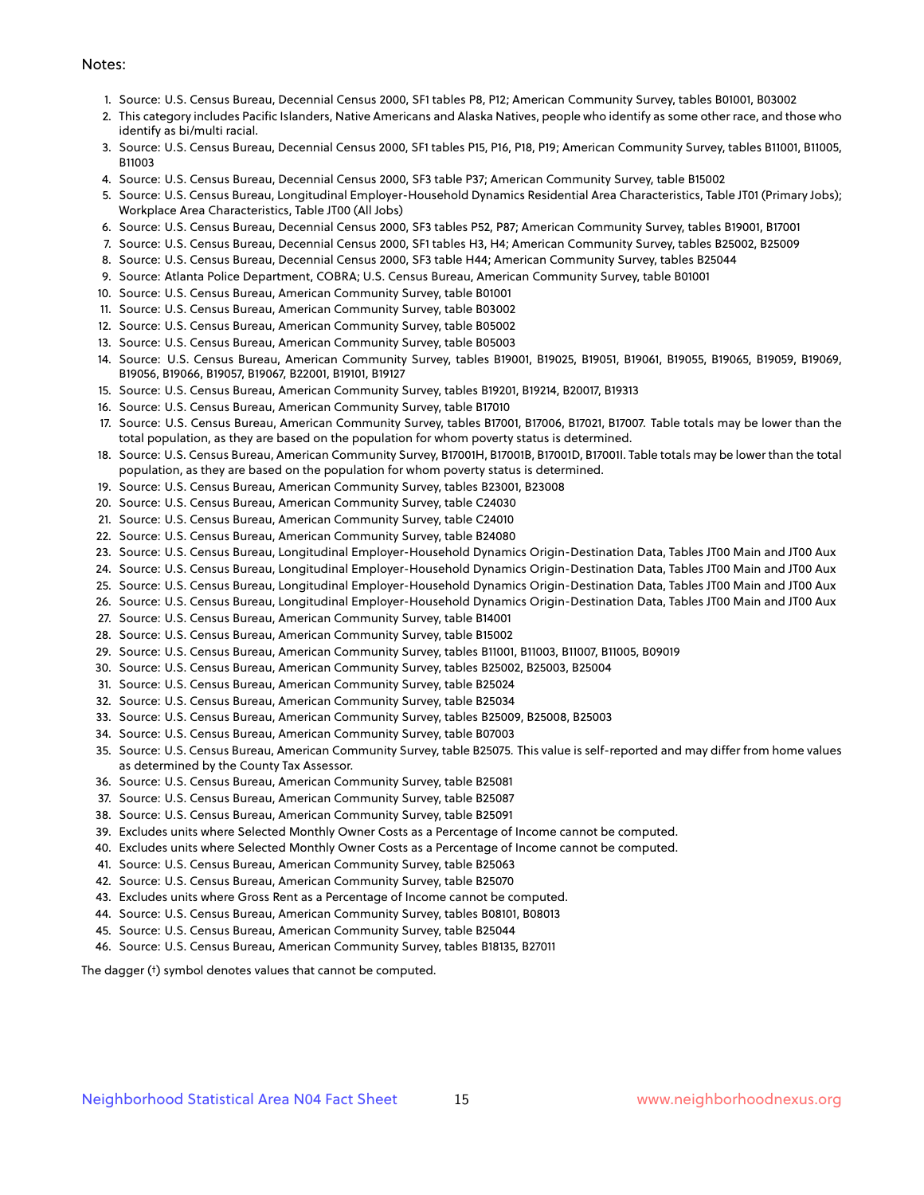Notes:

1. Source: U.S. Census Bureau, Decennial Census 2000, SF1 tables P8, P12; American Community Survey, tables B01001, B03002
2. This category includes Pacific Islanders, Native Americans and Alaska Natives, people who identify as some other race, and those who identify as bi/multi racial.
3. Source: U.S. Census Bureau, Decennial Census 2000, SF1 tables P15, P16, P18, P19; American Community Survey, tables B11001, B11005, B11003
4. Source: U.S. Census Bureau, Decennial Census 2000, SF3 table P37; American Community Survey, table B15002
5. Source: U.S. Census Bureau, Longitudinal Employer-Household Dynamics Residential Area Characteristics, Table JT01 (Primary Jobs); Workplace Area Characteristics, Table JT00 (All Jobs)
6. Source: U.S. Census Bureau, Decennial Census 2000, SF3 tables P52, P87; American Community Survey, tables B19001, B17001
7. Source: U.S. Census Bureau, Decennial Census 2000, SF1 tables H3, H4; American Community Survey, tables B25002, B25009
8. Source: U.S. Census Bureau, Decennial Census 2000, SF3 table H44; American Community Survey, tables B25044
9. Source: Atlanta Police Department, COBRA; U.S. Census Bureau, American Community Survey, table B01001
10. Source: U.S. Census Bureau, American Community Survey, table B01001
11. Source: U.S. Census Bureau, American Community Survey, table B03002
12. Source: U.S. Census Bureau, American Community Survey, table B05002
13. Source: U.S. Census Bureau, American Community Survey, table B05003
14. Source: U.S. Census Bureau, American Community Survey, tables B19001, B19025, B19051, B19061, B19055, B19065, B19059, B19069, B19056, B19066, B19057, B19067, B22001, B19101, B19127
15. Source: U.S. Census Bureau, American Community Survey, tables B19201, B19214, B20017, B19313
16. Source: U.S. Census Bureau, American Community Survey, table B17010
17. Source: U.S. Census Bureau, American Community Survey, tables B17001, B17006, B17021, B17007. Table totals may be lower than the total population, as they are based on the population for whom poverty status is determined.
18. Source: U.S. Census Bureau, American Community Survey, B17001H, B17001B, B17001D, B17001I. Table totals may be lower than the total population, as they are based on the population for whom poverty status is determined.
19. Source: U.S. Census Bureau, American Community Survey, tables B23001, B23008
20. Source: U.S. Census Bureau, American Community Survey, table C24030
21. Source: U.S. Census Bureau, American Community Survey, table C24010
22. Source: U.S. Census Bureau, American Community Survey, table B24080
23. Source: U.S. Census Bureau, Longitudinal Employer-Household Dynamics Origin-Destination Data, Tables JT00 Main and JT00 Aux
24. Source: U.S. Census Bureau, Longitudinal Employer-Household Dynamics Origin-Destination Data, Tables JT00 Main and JT00 Aux
25. Source: U.S. Census Bureau, Longitudinal Employer-Household Dynamics Origin-Destination Data, Tables JT00 Main and JT00 Aux
26. Source: U.S. Census Bureau, Longitudinal Employer-Household Dynamics Origin-Destination Data, Tables JT00 Main and JT00 Aux
27. Source: U.S. Census Bureau, American Community Survey, table B14001
28. Source: U.S. Census Bureau, American Community Survey, table B15002
29. Source: U.S. Census Bureau, American Community Survey, tables B11001, B11003, B11007, B11005, B09019
30. Source: U.S. Census Bureau, American Community Survey, tables B25002, B25003, B25004
31. Source: U.S. Census Bureau, American Community Survey, table B25024
32. Source: U.S. Census Bureau, American Community Survey, table B25034
33. Source: U.S. Census Bureau, American Community Survey, tables B25009, B25008, B25003
34. Source: U.S. Census Bureau, American Community Survey, table B07003
35. Source: U.S. Census Bureau, American Community Survey, table B25075. This value is self-reported and may differ from home values as determined by the County Tax Assessor.
36. Source: U.S. Census Bureau, American Community Survey, table B25081
37. Source: U.S. Census Bureau, American Community Survey, table B25087
38. Source: U.S. Census Bureau, American Community Survey, table B25091
39. Excludes units where Selected Monthly Owner Costs as a Percentage of Income cannot be computed.
40. Excludes units where Selected Monthly Owner Costs as a Percentage of Income cannot be computed.
41. Source: U.S. Census Bureau, American Community Survey, table B25063
42. Source: U.S. Census Bureau, American Community Survey, table B25070
43. Excludes units where Gross Rent as a Percentage of Income cannot be computed.
44. Source: U.S. Census Bureau, American Community Survey, tables B08101, B08013
45. Source: U.S. Census Bureau, American Community Survey, table B25044
46. Source: U.S. Census Bureau, American Community Survey, tables B18135, B27011

The dagger (†) symbol denotes values that cannot be computed.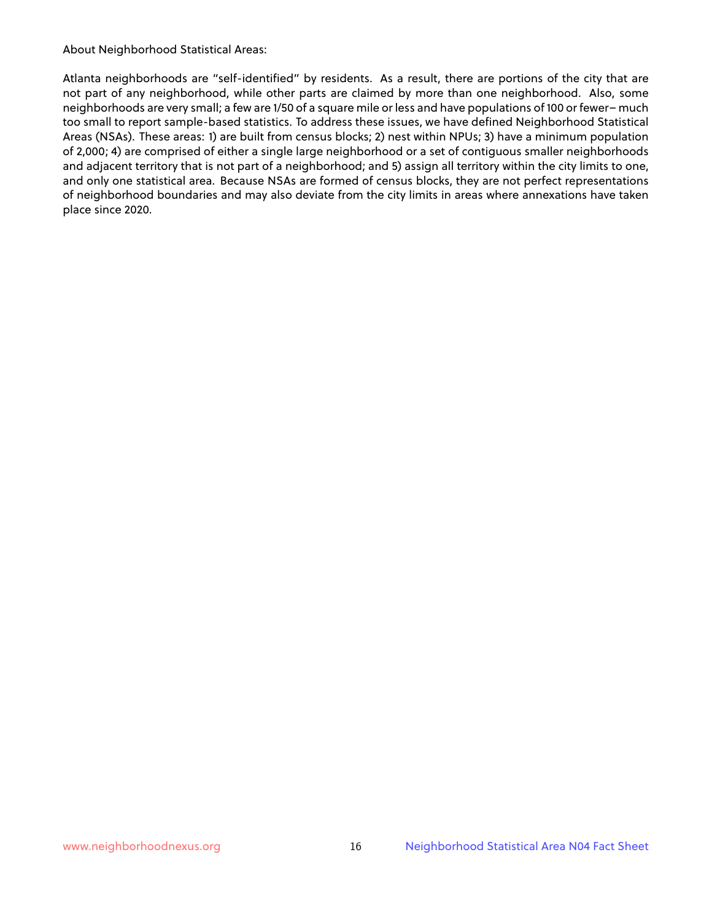About Neighborhood Statistical Areas:

Atlanta neighborhoods are "self-identified" by residents. As a result, there are portions of the city that are not part of any neighborhood, while other parts are claimed by more than one neighborhood. Also, some neighborhoods are very small; a few are 1/50 of a square mile or less and have populations of 100 or fewer– much too small to report sample-based statistics. To address these issues, we have defined Neighborhood Statistical Areas (NSAs). These areas: 1) are built from census blocks; 2) nest within NPUs; 3) have a minimum population of 2,000; 4) are comprised of either a single large neighborhood or a set of contiguous smaller neighborhoods and adjacent territory that is not part of a neighborhood; and 5) assign all territory within the city limits to one, and only one statistical area. Because NSAs are formed of census blocks, they are not perfect representations of neighborhood boundaries and may also deviate from the city limits in areas where annexations have taken place since 2020.